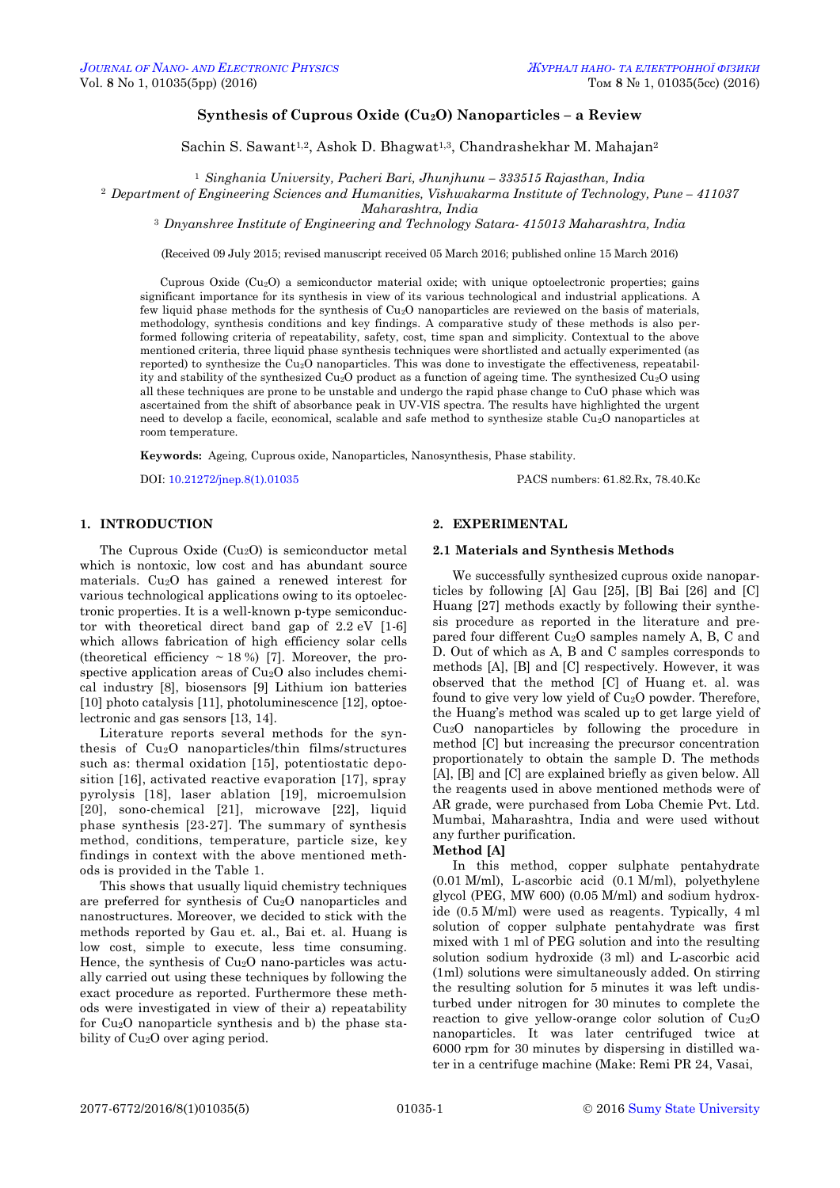# Synthesis of Cuprous Oxide ($Cu_2O$) Nanoparticles – a Review

Sachin S. Sawant[1,2], Ashok D. Bhagwat[1,3], Chandrashekhar M. Mahajan[2]

[1] *Singhania University, Pacheri Bari, Jhunjhunu – 333515 Rajasthan, India*
[2] *Department of Engineering Sciences and Humanities, Vishwakarma Institute of Technology, Pune – 411037 Maharashtra, India*
[3] *Dnyanshree Institute of Engineering and Technology Satara- 415013 Maharashtra, India*

(Received 09 July 2015; revised manuscript received 05 March 2016; published online 15 March 2016)

Cuprous Oxide ($Cu_2O$) a semiconductor material oxide; with unique optoelectronic properties; gains significant importance for its synthesis in view of its various technological and industrial applications. A few liquid phase methods for the synthesis of $Cu_2O$ nanoparticles are reviewed on the basis of materials, methodology, synthesis conditions and key findings. A comparative study of these methods is also performed following criteria of repeatability, safety, cost, time span and simplicity. Contextual to the above mentioned criteria, three liquid phase synthesis techniques were shortlisted and actually experimented (as reported) to synthesize the $Cu_2O$ nanoparticles. This was done to investigate the effectiveness, repeatability and stability of the synthesized $Cu_2O$ product as a function of ageing time. The synthesized $Cu_2O$ using all these techniques are prone to be unstable and undergo the rapid phase change to CuO phase which was ascertained from the shift of absorbance peak in UV-VIS spectra. The results have highlighted the urgent need to develop a facile, economical, scalable and safe method to synthesize stable $Cu_2O$ nanoparticles at room temperature.

**Keywords:** Ageing, Cuprous oxide, Nanoparticles, Nanosynthesis, Phase stability.

DOI: 10.21272/jnep.8(1).01035 PACS numbers: 61.82.Rx, 78.40.Kc

## 1. INTRODUCTION

The Cuprous Oxide ($Cu_2O$) is semiconductor metal which is nontoxic, low cost and has abundant source materials. $Cu_2O$ has gained a renewed interest for various technological applications owing to its optoelectronic properties. It is a well-known p-type semiconductor with theoretical direct band gap of 2.2 eV [1-6] which allows fabrication of high efficiency solar cells (theoretical efficiency ~ 18 %) [7]. Moreover, the prospective application areas of $Cu_2O$ also includes chemical industry [8], biosensors [9] Lithium ion batteries [10] photo catalysis [11], photoluminescence [12], optoelectronic and gas sensors [13, 14].

Literature reports several methods for the synthesis of $Cu_2O$ nanoparticles/thin films/structures such as: thermal oxidation [15], potentiostatic deposition [16], activated reactive evaporation [17], spray pyrolysis [18], laser ablation [19], microemulsion [20], sono-chemical [21], microwave [22], liquid phase synthesis [23-27]. The summary of synthesis method, conditions, temperature, particle size, key findings in context with the above mentioned methods is provided in the Table 1.

This shows that usually liquid chemistry techniques are preferred for synthesis of $Cu_2O$ nanoparticles and nanostructures. Moreover, we decided to stick with the methods reported by Gau et. al., Bai et. al. Huang is low cost, simple to execute, less time consuming. Hence, the synthesis of $Cu_2O$ nano-particles was actually carried out using these techniques by following the exact procedure as reported. Furthermore these methods were investigated in view of their a) repeatability for $Cu_2O$ nanoparticle synthesis and b) the phase stability of $Cu_2O$ over aging period.

## 2. EXPERIMENTAL

### 2.1 Materials and Synthesis Methods

We successfully synthesized cuprous oxide nanoparticles by following [A] Gau [25], [B] Bai [26] and [C] Huang [27] methods exactly by following their synthesis procedure as reported in the literature and prepared four different $Cu_2O$ samples namely A, B, C and D. Out of which as A, B and C samples corresponds to methods [A], [B] and [C] respectively. However, it was observed that the method [C] of Huang et. al. was found to give very low yield of $Cu_2O$ powder. Therefore, the Huang's method was scaled up to get large yield of $Cu_2O$ nanoparticles by following the procedure in method [C] but increasing the precursor concentration proportionately to obtain the sample D. The methods [A], [B] and [C] are explained briefly as given below. All the reagents used in above mentioned methods were of AR grade, were purchased from Loba Chemie Pvt. Ltd. Mumbai, Maharashtra, India and were used without any further purification.

**Method [A]**

In this method, copper sulphate pentahydrate (0.01 M/ml), L-ascorbic acid (0.1 M/ml), polyethylene glycol (PEG, MW 600) (0.05 M/ml) and sodium hydroxide (0.5 M/ml) were used as reagents. Typically, 4 ml solution of copper sulphate pentahydrate was first mixed with 1 ml of PEG solution and into the resulting solution sodium hydroxide (3 ml) and L-ascorbic acid (1ml) solutions were simultaneously added. On stirring the resulting solution for 5 minutes it was left undisturbed under nitrogen for 30 minutes to complete the reaction to give yellow-orange color solution of $Cu_2O$ nanoparticles. It was later centrifuged twice at 6000 rpm for 30 minutes by dispersing in distilled water in a centrifuge machine (Make: Remi PR 24, Vasai,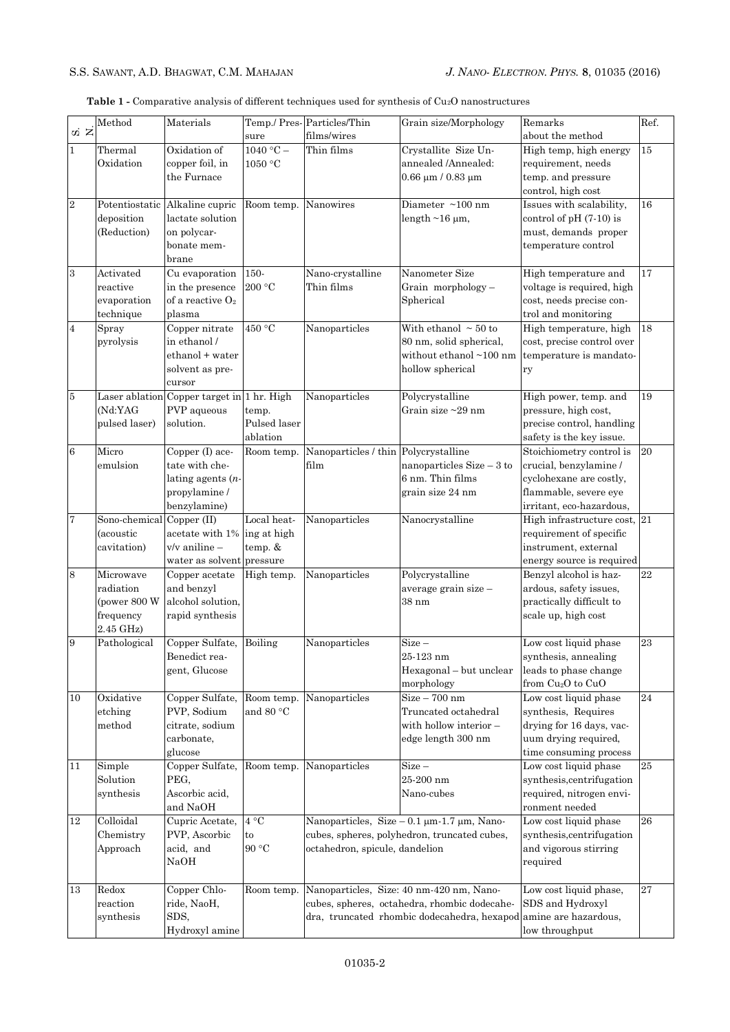**Table 1 -** Comparative analysis of different techniques used for synthesis of $Cu_2O$ nanostructures

| S. N. | Method | Materials | Temp./ Pressure | Particles/Thin films/wires | Grain size/Morphology | Remarks about the method | Ref. |
|---|---|---|---|---|---|---|---|
| 1 | Thermal Oxidation | Oxidation of copper foil, in the Furnace | 1040 °C – 1050 °C | Thin films | Crystallite Size Unannealed /Annealed: 0.66 μm / 0.83 μm | High temp, high energy requirement, needs temp. and pressure control, high cost | 15 |
| 2 | Potentiostatic deposition (Reduction) | Alkaline cupric lactate solution on polycarbonate membrane | Room temp. | Nanowires | Diameter ~100 nm length ~16 μm, | Issues with scalability, control of pH (7-10) is must, demands proper temperature control | 16 |
| 3 | Activated reactive evaporation technique | Cu evaporation in the presence of a reactive $O_2$ plasma | 150-200 °C | Nano-crystalline Thin films | Nanometer Size Grain morphology – Spherical | High temperature and voltage is required, high cost, needs precise control and monitoring | 17 |
| 4 | Spray pyrolysis | Copper nitrate in ethanol / ethanol + water solvent as precursor | 450 °C | Nanoparticles | With ethanol ~ 50 to 80 nm, solid spherical, without ethanol ~100 nm hollow spherical | High temperature, high cost, precise control over temperature is mandatory | 18 |
| 5 | Laser ablation (Nd:YAG pulsed laser) | Copper target in PVP aqueous solution. | 1 hr. High temp. Pulsed laser ablation | Nanoparticles | Polycrystalline Grain size ~29 nm | High power, temp. and pressure, high cost, precise control, handling safety is the key issue. | 19 |
| 6 | Micro emulsion | Copper (I) acetate with chelating agents (*n*-propylamine / benzylamine) | Room temp. | Nanoparticles / thin film | Polycrystalline nanoparticles Size – 3 to 6 nm. Thin films grain size 24 nm | Stoichiometry control is crucial, benzylamine / cyclohexane are costly, flammable, severe eye irritant, eco-hazardous, | 20 |
| 7 | Sono-chemical (acoustic cavitation) | Copper (II) acetate with 1% v/v aniline – water as solvent | Local heating at high temp. & pressure | Nanoparticles | Nanocrystalline | High infrastructure cost, requirement of specific instrument, external energy source is required | 21 |
| 8 | Microwave radiation (power 800 W frequency 2.45 GHz) | Copper acetate and benzyl alcohol solution, rapid synthesis | High temp. | Nanoparticles | Polycrystalline average grain size – 38 nm | Benzyl alcohol is hazardous, safety issues, practically difficult to scale up, high cost | 22 |
| 9 | Pathological | Copper Sulfate, Benedict reagent, Glucose | Boiling | Nanoparticles | Size – 25-123 nm Hexagonal – but unclear morphology | Low cost liquid phase synthesis, annealing leads to phase change from $Cu_2O$ to CuO | 23 |
| 10 | Oxidative etching method | Copper Sulfate, PVP, Sodium citrate, sodium carbonate, glucose | Room temp. and 80 °C | Nanoparticles | Size – 700 nm Truncated octahedral with hollow interior – edge length 300 nm | Low cost liquid phase synthesis, Requires drying for 16 days, vacuum drying required, time consuming process | 24 |
| 11 | Simple Solution synthesis | Copper Sulfate, PEG, Ascorbic acid, and NaOH | Room temp. | Nanoparticles | Size – 25-200 nm Nano-cubes | Low cost liquid phase synthesis,centrifugation required, nitrogen environment needed | 25 |
| 12 | Colloidal Chemistry Approach | Cupric Acetate, PVP, Ascorbic acid, and NaOH | 4 °C to 90 °C | Nanoparticles, Size – 0.1 μm-1.7 μm, Nano-cubes, spheres, polyhedron, truncated cubes, octahedron, spicule, dandelion | | Low cost liquid phase synthesis,centrifugation and vigorous stirring required | 26 |
| 13 | Redox reaction synthesis | Copper Chloride, NaoH, SDS, Hydroxyl amine | Room temp. | Nanoparticles, Size: 40 nm-420 nm, Nano-cubes, spheres, octahedra, rhombic dodecahedra, truncated rhombic dodecahedra, hexapod | | Low cost liquid phase, SDS and Hydroxyl amine are hazardous, low throughput | 27 |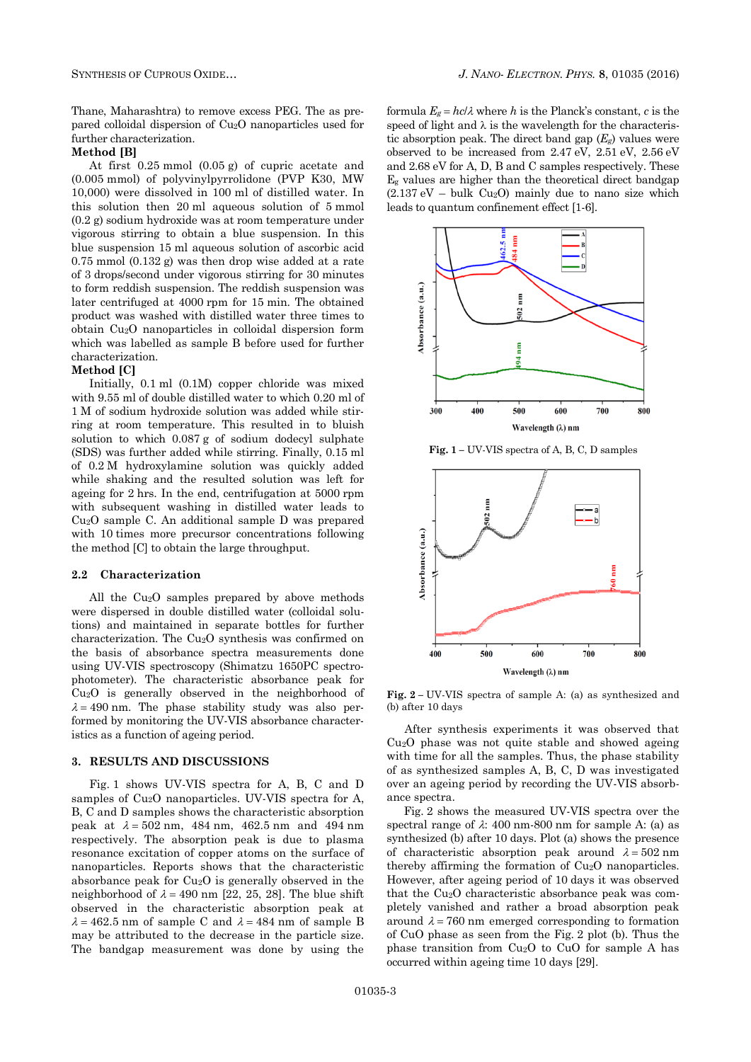Thane, Maharashtra) to remove excess PEG. The as prepared colloidal dispersion of $Cu_2O$ nanoparticles used for further characterization.

**Method [B]**

At first 0.25 mmol (0.05 g) of cupric acetate and (0.005 mmol) of polyvinylpyrrolidone (PVP K30, MW 10,000) were dissolved in 100 ml of distilled water. In this solution then 20 ml aqueous solution of 5 mmol (0.2 g) sodium hydroxide was at room temperature under vigorous stirring to obtain a blue suspension. In this blue suspension 15 ml aqueous solution of ascorbic acid 0.75 mmol (0.132 g) was then drop wise added at a rate of 3 drops/second under vigorous stirring for 30 minutes to form reddish suspension. The reddish suspension was later centrifuged at 4000 rpm for 15 min. The obtained product was washed with distilled water three times to obtain $Cu_2O$ nanoparticles in colloidal dispersion form which was labelled as sample B before used for further characterization.

**Method [C]**

Initially, 0.1 ml (0.1M) copper chloride was mixed with 9.55 ml of double distilled water to which 0.20 ml of 1 M of sodium hydroxide solution was added while stirring at room temperature. This resulted in to bluish solution to which 0.087 g of sodium dodecyl sulphate (SDS) was further added while stirring. Finally, 0.15 ml of 0.2 M hydroxylamine solution was quickly added while shaking and the resulted solution was left for ageing for 2 hrs. In the end, centrifugation at 5000 rpm with subsequent washing in distilled water leads to $Cu_2O$ sample C. An additional sample D was prepared with 10 times more precursor concentrations following the method [C] to obtain the large throughput.

### 2.2 Characterization

All the $Cu_2O$ samples prepared by above methods were dispersed in double distilled water (colloidal solutions) and maintained in separate bottles for further characterization. The $Cu_2O$ synthesis was confirmed on the basis of absorbance spectra measurements done using UV-VIS spectroscopy (Shimatzu 1650PC spectrophotometer). The characteristic absorbance peak for $Cu_2O$ is generally observed in the neighborhood of $\lambda = 490$ nm. The phase stability study was also performed by monitoring the UV-VIS absorbance characteristics as a function of ageing period.

## 3. RESULTS AND DISCUSSIONS

Fig. 1 shows UV-VIS spectra for A, B, C and D samples of $Cu_2O$ nanoparticles. UV-VIS spectra for A, B, C and D samples shows the characteristic absorption peak at $\lambda = 502$ nm, 484 nm, 462.5 nm and 494 nm respectively. The absorption peak is due to plasma resonance excitation of copper atoms on the surface of nanoparticles. Reports shows that the characteristic absorbance peak for $Cu_2O$ is generally observed in the neighborhood of $\lambda = 490$ nm [22, 25, 28]. The blue shift observed in the characteristic absorption peak at $\lambda = 462.5$ nm of sample C and $\lambda = 484$ nm of sample B may be attributed to the decrease in the particle size. The bandgap measurement was done by using the formula $E_g = hc/\lambda$ where $h$ is the Planck's constant, $c$ is the speed of light and $\lambda$ is the wavelength for the characteristic absorption peak. The direct band gap ($E_g$) values were observed to be increased from 2.47 eV, 2.51 eV, 2.56 eV and 2.68 eV for A, D, B and C samples respectively. These $E_g$ values are higher than the theoretical direct bandgap (2.137 eV – bulk $Cu_2O$) mainly due to nano size which leads to quantum confinement effect [1-6].

**Fig. 1** – UV-VIS spectra of A, B, C, D samples

**Fig. 2** – UV-VIS spectra of sample A: (a) as synthesized and (b) after 10 days

After synthesis experiments it was observed that $Cu_2O$ phase was not quite stable and showed ageing with time for all the samples. Thus, the phase stability of as synthesized samples A, B, C, D was investigated over an ageing period by recording the UV-VIS absorbance spectra.

Fig. 2 shows the measured UV-VIS spectra over the spectral range of $\lambda$: 400 nm-800 nm for sample A: (a) as synthesized (b) after 10 days. Plot (a) shows the presence of characteristic absorption peak around $\lambda = 502$ nm thereby affirming the formation of $Cu_2O$ nanoparticles. However, after ageing period of 10 days it was observed that the $Cu_2O$ characteristic absorbance peak was completely vanished and rather a broad absorption peak around $\lambda = 760$ nm emerged corresponding to formation of CuO phase as seen from the Fig. 2 plot (b). Thus the phase transition from $Cu_2O$ to CuO for sample A has occurred within ageing time 10 days [29].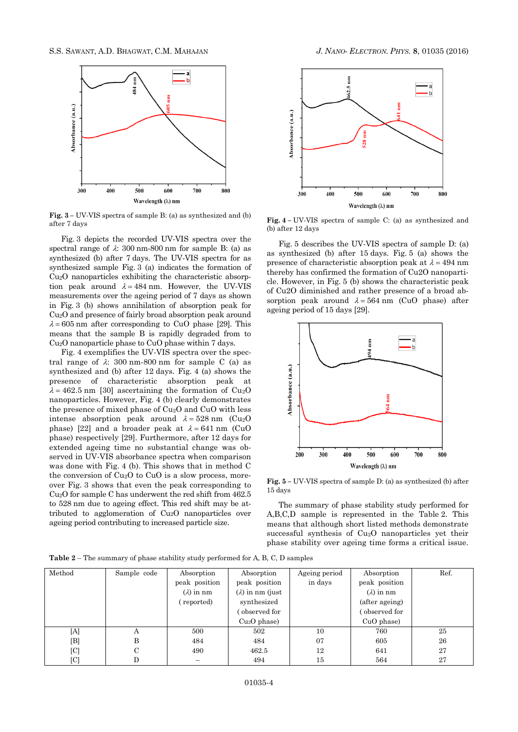**Fig. 3** – UV-VIS spectra of sample B: (a) as synthesized and (b) after 7 days

Fig. 3 depicts the recorded UV-VIS spectra over the spectral range of $\lambda$: 300 nm-800 nm for sample B: (a) as synthesized (b) after 7 days. The UV-VIS spectra for as synthesized sample Fig. 3 (a) indicates the formation of $Cu_2O$ nanoparticles exhibiting the characteristic absorption peak around $\lambda = 484$ nm. However, the UV-VIS measurements over the ageing period of 7 days as shown in Fig. 3 (b) shows annihilation of absorption peak for $Cu_2O$ and presence of fairly broad absorption peak around $\lambda = 605$ nm after corresponding to CuO phase [29]. This means that the sample B is rapidly degraded from to $Cu_2O$ nanoparticle phase to CuO phase within 7 days.

Fig. 4 exemplifies the UV-VIS spectra over the spectral range of $\lambda$: 300 nm-800 nm for sample C (a) as synthesized and (b) after 12 days. Fig. 4 (a) shows the presence of characteristic absorption peak at $\lambda = 462.5$ nm [30] ascertaining the formation of $Cu_2O$ nanoparticles. However, Fig. 4 (b) clearly demonstrates the presence of mixed phase of $Cu_2O$ and CuO with less intense absorption peak around $\lambda = 528$ nm ($Cu_2O$ phase) [22] and a broader peak at $\lambda = 641$ nm (CuO phase) respectively [29]. Furthermore, after 12 days for extended ageing time no substantial change was observed in UV-VIS absorbance spectra when comparison was done with Fig. 4 (b). This shows that in method C the conversion of $Cu_2O$ to CuO is a slow process, moreover Fig. 3 shows that even the peak corresponding to $Cu_2O$ for sample C has underwent the red shift from 462.5 to 528 nm due to ageing effect. This red shift may be attributed to agglomeration of $Cu_2O$ nanoparticles over ageing period contributing to increased particle size.

**Fig. 4** – UV-VIS spectra of sample C: (a) as synthesized and (b) after 12 days

Fig. 5 describes the UV-VIS spectra of sample D: (a) as synthesized (b) after 15 days. Fig. 5 (a) shows the presence of characteristic absorption peak at $\lambda = 494$ nm thereby has confirmed the formation of Cu2O nanoparticle. However, in Fig. 5 (b) shows the characteristic peak of Cu2O diminished and rather presence of a broad absorption peak around $\lambda = 564$ nm (CuO phase) after ageing period of 15 days [29].

**Fig. 5** – UV-VIS spectra of sample D: (a) as synthesized (b) after 15 days

The summary of phase stability study performed for A,B,C,D sample is represented in the Table 2. This means that although short listed methods demonstrate successful synthesis of $Cu_2O$ nanoparticles yet their phase stability over ageing time forms a critical issue.

**Table 2** – The summary of phase stability study performed for A, B, C, D samples

| Method | Sample code | Absorption peak position ($\lambda$) in nm (reported) | Absorption peak position ($\lambda$) in nm (just synthesized (observed for $Cu_2O$ phase) | Ageing period in days | Absorption peak position ($\lambda$) in nm (after ageing) (observed for CuO phase) | Ref. |
|---|---|---|---|---|---|---|
| [A] | A | 500 | 502 | 10 | 760 | 25 |
| [B] | B | 484 | 484 | 07 | 605 | 26 |
| [C] | C | 490 | 462.5 | 12 | 641 | 27 |
| [C] | D | – | 494 | 15 | 564 | 27 |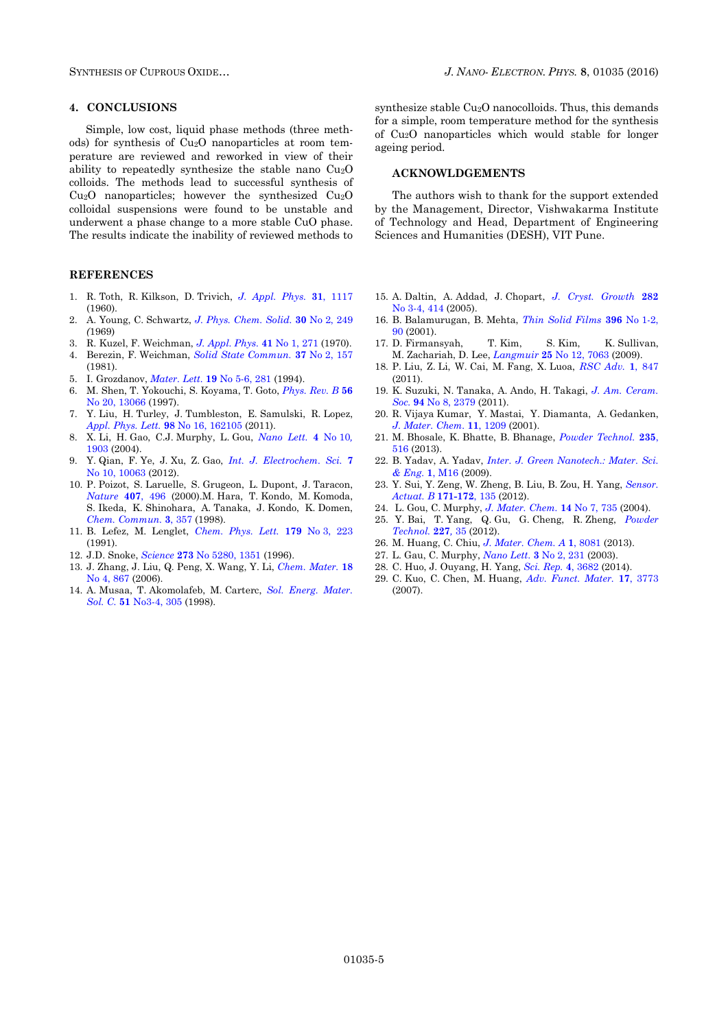## 4. CONCLUSIONS

Simple, low cost, liquid phase methods (three methods) for synthesis of $Cu_2O$ nanoparticles at room temperature are reviewed and reworked in view of their ability to repeatedly synthesize the stable nano $Cu_2O$ colloids. The methods lead to successful synthesis of $Cu_2O$ nanoparticles; however the synthesized $Cu_2O$ colloidal suspensions were found to be unstable and underwent a phase change to a more stable CuO phase. The results indicate the inability of reviewed methods to synthesize stable $Cu_2O$ nanocolloids. Thus, this demands for a simple, room temperature method for the synthesis of $Cu_2O$ nanoparticles which would stable for longer ageing period.

## ACKNOWLDGEMENTS

The authors wish to thank for the support extended by the Management, Director, Vishwakarma Institute of Technology and Head, Department of Engineering Sciences and Humanities (DESH), VIT Pune.

## REFERENCES

1. R. Toth, R. Kilkson, D. Trivich, *J. Appl. Phys.* **31**, 1117 (1960).
2. A. Young, C. Schwartz, *J. Phys. Chem. Solid.* **30** No 2, 249 (1969)
3. R. Kuzel, F. Weichman, *J. Appl. Phys.* **41** No 1, 271 (1970).
4. Berezin, F. Weichman, *Solid State Commun.* **37** No 2, 157 (1981).
5. I. Grozdanov, *Mater. Lett.* **19** No 5-6, 281 (1994).
6. M. Shen, T. Yokouchi, S. Koyama, T. Goto, *Phys. Rev. B* **56** No 20, 13066 (1997).
7. Y. Liu, H. Turley, J. Tumbleston, E. Samulski, R. Lopez, *Appl. Phys. Lett.* **98** No 16, 162105 (2011).
8. X. Li, H. Gao, C.J. Murphy, L. Gou, *Nano Lett.* **4** No 10, 1903 (2004).
9. Y. Qian, F. Ye, J. Xu, Z. Gao, *Int. J. Electrochem. Sci.* **7** No 10, 10063 (2012).
10. P. Poizot, S. Laruelle, S. Grugeon, L. Dupont, J. Taracon, *Nature* **407**, 496 (2000).M. Hara, T. Kondo, M. Komoda, S. Ikeda, K. Shinohara, A. Tanaka, J. Kondo, K. Domen, *Chem. Commun.* **3**, 357 (1998).
11. B. Lefez, M. Lenglet, *Chem. Phys. Lett.* **179** No 3, 223 (1991).
12. J.D. Snoke, *Science* **273** No 5280, 1351 (1996).
13. J. Zhang, J. Liu, Q. Peng, X. Wang, Y. Li, *Chem. Mater.* **18** No 4, 867 (2006).
14. A. Musaa, T. Akomolafeb, M. Carterc, *Sol. Energ. Mater. Sol. C.* **51** No3-4, 305 (1998).
15. A. Daltin, A. Addad, J. Chopart, *J. Cryst. Growth* **282** No 3-4, 414 (2005).
16. B. Balamurugan, B. Mehta, *Thin Solid Films* **396** No 1-2, 90 (2001).
17. D. Firmansyah, T. Kim, S. Kim, K. Sullivan, M. Zachariah, D. Lee, *Langmuir* **25** No 12, 7063 (2009).
18. P. Liu, Z. Li, W. Cai, M. Fang, X. Luoa, *RSC Adv.* **1**, 847 (2011).
19. K. Suzuki, N. Tanaka, A. Ando, H. Takagi, *J. Am. Ceram. Soc.* **94** No 8, 2379 (2011).
20. R. Vijaya Kumar, Y. Mastai, Y. Diamanta, A. Gedanken, *J. Mater. Chem.* **11**, 1209 (2001).
21. M. Bhosale, K. Bhatte, B. Bhanage, *Powder Technol.* **235**, 516 (2013).
22. B. Yadav, A. Yadav, *Inter. J. Green Nanotech.: Mater. Sci. & Eng.* **1**, M16 (2009).
23. Y. Sui, Y. Zeng, W. Zheng, B. Liu, B. Zou, H. Yang, *Sensor. Actuat. B* **171-172**, 135 (2012).
24. L. Gou, C. Murphy, *J. Mater. Chem.* **14** No 7, 735 (2004).
25. Y. Bai, T. Yang, Q. Gu, G. Cheng, R. Zheng, *Powder Technol.* **227**, 35 (2012).
26. M. Huang, C. Chiu, *J. Mater. Chem. A* **1**, 8081 (2013).
27. L. Gau, C. Murphy, *Nano Lett.* **3** No 2, 231 (2003).
28. C. Huo, J. Ouyang, H. Yang, *Sci. Rep.* **4**, 3682 (2014).
29. C. Kuo, C. Chen, M. Huang, *Adv. Funct. Mater.* **17**, 3773 (2007).